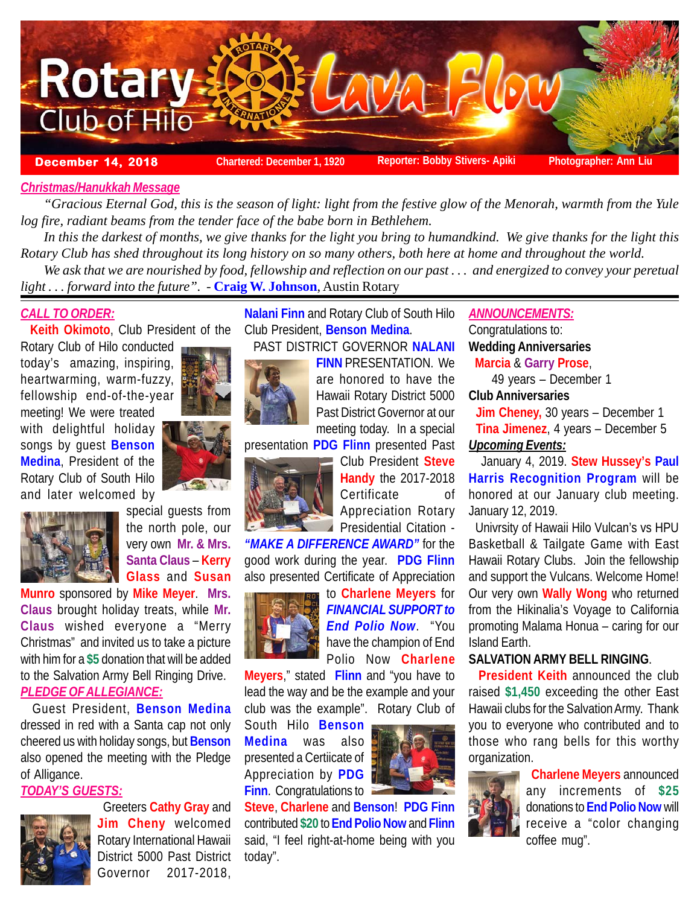# Rotary Club of Hilo — Lava Flow

**December 14, 2018** | Chartered: December 1, 1920 | Reporter: Bobby Stivers- Apiki | Photographer: Ann Liu

***Christmas/Hanukkah Message***

*"Gracious Eternal God, this is the season of light: light from the festive glow of the Menorah, warmth from the Yule log fire, radiant beams from the tender face of the babe born in Bethlehem.*

*In this the darkest of months, we give thanks for the light you bring to humandkind. We give thanks for the light this Rotary Club has shed throughout its long history on so many others, both here at home and throughout the world.*

*We ask that we are nourished by food, fellowship and reflection on our past . . . and energized to convey your peretual light . . . forward into the future".* - **Craig W. Johnson**, Austin Rotary

***CALL TO ORDER:***

**Keith Okimoto**, Club President of the Rotary Club of Hilo conducted today's amazing, inspiring, heartwarming, warm-fuzzy, fellowship end-of-the-year meeting! We were treated with delightful holiday songs by guest **Benson Medina**, President of the Rotary Club of South Hilo and later welcomed by special guests from the north pole, our very own **Mr. & Mrs. Santa Claus** – **Kerry Glass** and **Susan Munro** sponsored by **Mike Meyer**. **Mrs. Claus** brought holiday treats, while **Mr. Claus** wished everyone a "Merry Christmas" and invited us to take a picture with him for a **$5** donation that will be added to the Salvation Army Bell Ringing Drive.

***PLEDGE OF ALLEGIANCE:***

Guest President, **Benson Medina** dressed in red with a Santa cap not only cheered us with holiday songs, but **Benson** also opened the meeting with the Pledge of Alligance.

***TODAY'S GUESTS:***

Greeters **Cathy Gray** and **Jim Cheny** welcomed Rotary International Hawaii District 5000 Past District Governor 2017-2018, **Nalani Finn** and Rotary Club of South Hilo Club President, **Benson Medina**.

PAST DISTRICT GOVERNOR **NALANI FINN** PRESENTATION. We are honored to have the Hawaii Rotary District 5000 Past District Governor at our meeting today. In a special presentation **PDG Flinn** presented Past Club President **Steve Handy** the 2017-2018 Certificate of Appreciation Rotary Presidential Citation - ***"MAKE A DIFFERENCE AWARD"*** for the good work during the year. **PDG Flinn** also presented Certificate of Appreciation to **Charlene Meyers** for ***FINANCIAL SUPPORT to End Polio Now***. "You have the champion of End Polio Now **Charlene Meyers**," stated **Flinn** and "you have to lead the way and be the example and your club was the example". Rotary Club of South Hilo **Benson Medina** was also presented a Certiicate of Appreciation by **PDG Finn**. Congratulations to **Steve**, **Charlene** and **Benson**! **PDG Finn** contributed **$20** to **End Polio Now** and **Flinn** said, "I feel right-at-home being with you today".

***ANNOUNCEMENTS:***

Congratulations to:

**Wedding Anniversaries**

**Marcia** & **Garry Prose**, 49 years – December 1

**Club Anniversaries**

**Jim Cheney,** 30 years – December 1

**Tina Jimenez**, 4 years – December 5

***Upcoming Events:***

January 4, 2019. **Stew Hussey's Paul Harris Recognition Program** will be honored at our January club meeting. January 12, 2019.

Univrsity of Hawaii Hilo Vulcan's vs HPU Basketball & Tailgate Game with East Hawaii Rotary Clubs. Join the fellowship and support the Vulcans. Welcome Home! Our very own **Wally Wong** who returned from the Hikinalia's Voyage to California promoting Malama Honua – caring for our Island Earth.

**SALVATION ARMY BELL RINGING**.

**President Keith** announced the club raised **$1,450** exceeding the other East Hawaii clubs for the Salvation Army. Thank you to everyone who contributed and to those who rang bells for this worthy organization.

**Charlene Meyers** announced any increments of **$25** donations to **End Polio Now** will receive a "color changing coffee mug".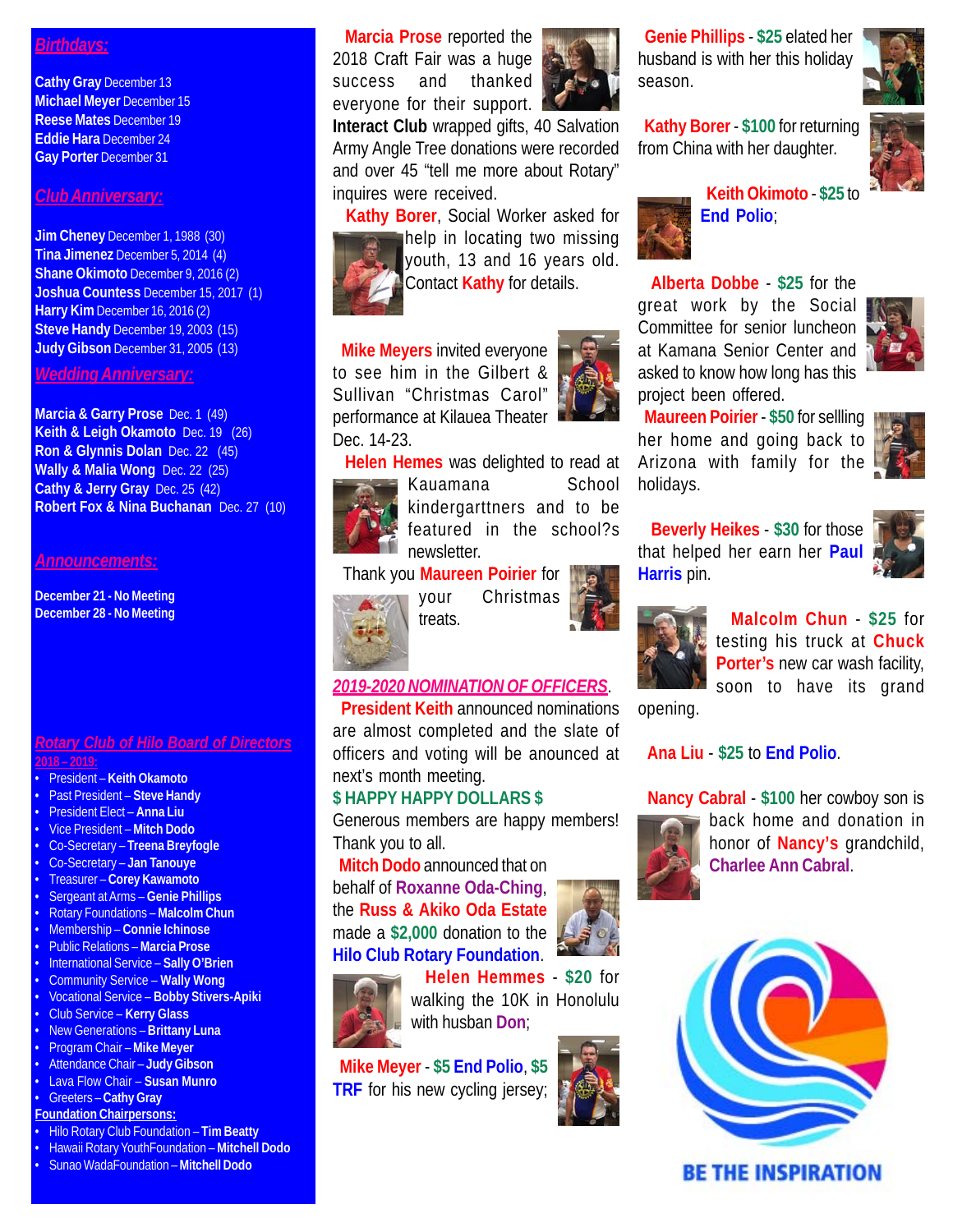## *Birthdays:*

**Cathy Gray** December 13
**Michael Meyer** December 15
**Reese Mates** December 19
**Eddie Hara** December 24
**Gay Porter** December 31

## *Club Anniversary:*

**Jim Cheney** December 1, 1988 (30)
**Tina Jimenez** December 5, 2014 (4)
**Shane Okimoto** December 9, 2016 (2)
**Joshua Countess** December 15, 2017 (1)
**Harry Kim** December 16, 2016 (2)
**Steve Handy** December 19, 2003 (15)
**Judy Gibson** December 31, 2005 (13)

## *Wedding Anniversary:*

**Marcia & Garry Prose** Dec. 1 (49)
**Keith & Leigh Okamoto** Dec. 19 (26)
**Ron & Glynnis Dolan** Dec. 22 (45)
**Wally & Malia Wong** Dec. 22 (25)
**Cathy & Jerry Gray** Dec. 25 (42)
**Robert Fox & Nina Buchanan** Dec. 27 (10)

## *Announcements:*

**December 21 - No Meeting**
**December 28 - No Meeting**

## *Rotary Club of Hilo Board of Directors*

**2018 – 2019:**

- President – **Keith Okamoto**
- Past President – **Steve Handy**
- President Elect – **Anna Liu**
- Vice President – **Mitch Dodo**
- Co-Secretary – **Treena Breyfogle**
- Co-Secretary – **Jan Tanouye**
- Treasurer – **Corey Kawamoto**
- Sergeant at Arms – **Genie Phillips**
- Rotary Foundations – **Malcolm Chun**
- Membership – **Connie Ichinose**
- Public Relations – **Marcia Prose**
- International Service – **Sally O'Brien**
- Community Service – **Wally Wong**
- Vocational Service – **Bobby Stivers-Apiki**
- Club Service – **Kerry Glass**
- New Generations – **Brittany Luna**
- Program Chair – **Mike Meyer**
- Attendance Chair – **Judy Gibson**
- Lava Flow Chair – **Susan Munro**
- Greeters – **Cathy Gray**

**Foundation Chairpersons:**

- Hilo Rotary Club Foundation – **Tim Beatty**
- Hawaii Rotary YouthFoundation – **Mitchell Dodo**
- Sunao WadaFoundation – **Mitchell Dodo**

**Marcia Prose** reported the 2018 Craft Fair was a huge success and thanked everyone for their support. **Interact Club** wrapped gifts, 40 Salvation Army Angle Tree donations were recorded and over 45 "tell me more about Rotary" inquires were received.

**Kathy Borer**, Social Worker asked for help in locating two missing youth, 13 and 16 years old. Contact **Kathy** for details.

**Mike Meyers** invited everyone to see him in the Gilbert & Sullivan "Christmas Carol" performance at Kilauea Theater Dec. 14-23.

**Helen Hemes** was delighted to read at Kauamana School kindergarttners and to be featured in the school?s newsletter.

Thank you **Maureen Poirier** for your Christmas treats.

## *2019-2020 NOMINATION OF OFFICERS*.

**President Keith** announced nominations are almost completed and the slate of officers and voting will be anounced at next's month meeting.

## $ HAPPY HAPPY DOLLARS $

Generous members are happy members! Thank you to all.

**Mitch Dodo** announced that on behalf of **Roxanne Oda-Ching**, the **Russ & Akiko Oda Estate** made a **$2,000** donation to the **Hilo Club Rotary Foundation**.

**Helen Hemmes** - **$20** for walking the 10K in Honolulu with husban **Don**;

**Mike Meyer** - **$5 End Polio**, **$5 TRF** for his new cycling jersey;

**Genie Phillips** - **$25** elated her husband is with her this holiday season.

**Kathy Borer** - **$100** for returning from China with her daughter.

**Keith Okimoto** - **$25** to **End Polio**;

**Alberta Dobbe** - **$25** for the great work by the Social Committee for senior luncheon at Kamana Senior Center and asked to know how long has this project been offered.

**Maureen Poirier** - **$50** for sellling her home and going back to Arizona with family for the holidays.

**Beverly Heikes** - **$30** for those that helped her earn her **Paul Harris** pin.

**Malcolm Chun** - **$25** for testing his truck at **Chuck Porter's** new car wash facility, soon to have its grand opening.

**Ana Liu** - **$25** to **End Polio**.

**Nancy Cabral** - **$100** her cowboy son is back home and donation in honor of **Nancy's** grandchild, **Charlee Ann Cabral**.

BE THE INSPIRATION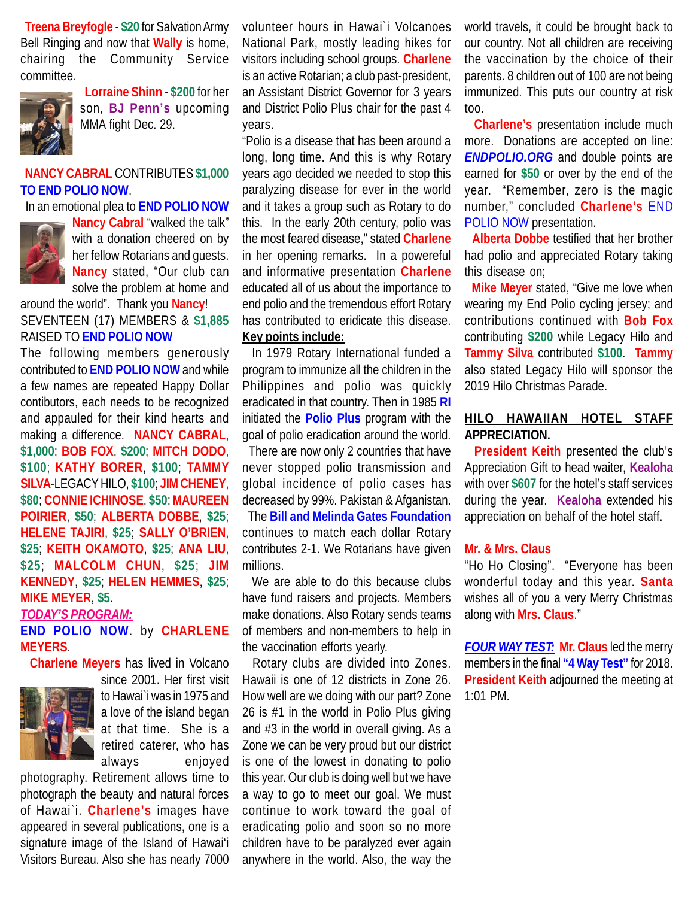**Treena Breyfogle** - **$20** for Salvation Army Bell Ringing and now that **Wally** is home, chairing the Community Service committee.

**Lorraine Shinn** - **$200** for her son, **BJ Penn's** upcoming MMA fight Dec. 29.

**NANCY CABRAL** CONTRIBUTES **$1,000 TO END POLIO NOW**.

In an emotional plea to **END POLIO NOW** **Nancy Cabral** "walked the talk" with a donation cheered on by her fellow Rotarians and guests. **Nancy** stated, "Our club can solve the problem at home and around the world". Thank you **Nancy**!

SEVENTEEN (17) MEMBERS & **$1,885** RAISED TO **END POLIO NOW**

The following members generously contributed to **END POLIO NOW** and while a few names are repeated Happy Dollar contibutors, each needs to be recognized and appauled for their kind hearts and making a difference. **NANCY CABRAL**, **$1,000**; **BOB FOX**, **$200**; **MITCH DODO**, **$100**; **KATHY BORER**, **$100**; **TAMMY SILVA**-LEGACY HILO, **$100**; **JIM CHENEY**, **$80**; **CONNIE ICHINOSE**, **$50**; **MAUREEN POIRIER**, **$50**; **ALBERTA DOBBE**, **$25**; **HELENE TAJIRI**, **$25**; **SALLY O'BRIEN**, **$25**; **KEITH OKAMOTO**, **$25**; **ANA LIU**, **$25**; **MALCOLM CHUN**, **$25**; **JIM KENNEDY**, **$25**; **HELEN HEMMES**, **$25**; **MIKE MEYER**, **$5**.

***TODAY'S PROGRAM:***

**END POLIO NOW**. by **CHARLENE MEYERS**.

**Charlene Meyers** has lived in Volcano since 2001. Her first visit to Hawai`i was in 1975 and a love of the island began at that time. She is a retired caterer, who has always enjoyed photography. Retirement allows time to photograph the beauty and natural forces of Hawai`i. **Charlene's** images have appeared in several publications, one is a signature image of the Island of Hawai'i Visitors Bureau. Also she has nearly 7000 volunteer hours in Hawai`i Volcanoes National Park, mostly leading hikes for visitors including school groups. **Charlene** is an active Rotarian; a club past-president, an Assistant District Governor for 3 years and District Polio Plus chair for the past 4 years.

"Polio is a disease that has been around a long, long time. And this is why Rotary years ago decided we needed to stop this paralyzing disease for ever in the world and it takes a group such as Rotary to do this. In the early 20th century, polio was the most feared disease," stated **Charlene** in her opening remarks. In a powereful and informative presentation **Charlene** educated all of us about the importance to end polio and the tremendous effort Rotary has contributed to eridicate this disease.

**Key points include:**

In 1979 Rotary International funded a program to immunize all the children in the Philippines and polio was quickly eradicated in that country. Then in 1985 **RI** initiated the **Polio Plus** program with the goal of polio eradication around the world.

There are now only 2 countries that have never stopped polio transmission and global incidence of polio cases has decreased by 99%. Pakistan & Afganistan.

The **Bill and Melinda Gates Foundation** continues to match each dollar Rotary contributes 2-1. We Rotarians have given millions.

We are able to do this because clubs have fund raisers and projects. Members make donations. Also Rotary sends teams of members and non-members to help in the vaccination efforts yearly.

Rotary clubs are divided into Zones. Hawaii is one of 12 districts in Zone 26. How well are we doing with our part? Zone 26 is #1 in the world in Polio Plus giving and #3 in the world in overall giving. As a Zone we can be very proud but our district is one of the lowest in donating to polio this year. Our club is doing well but we have a way to go to meet our goal. We must continue to work toward the goal of eradicating polio and soon so no more children have to be paralyzed ever again anywhere in the world. Also, the way the world travels, it could be brought back to our country. Not all children are receiving the vaccination by the choice of their parents. 8 children out of 100 are not being immunized. This puts our country at risk too.

**Charlene's** presentation include much more. Donations are accepted on line: ***ENDPOLIO.ORG*** and double points are earned for **$50** or over by the end of the year. "Remember, zero is the magic number," concluded **Charlene's** END POLIO NOW presentation.

**Alberta Dobbe** testified that her brother had polio and appreciated Rotary taking this disease on;

**Mike Meyer** stated, "Give me love when wearing my End Polio cycling jersey; and contributions continued with **Bob Fox** contributing **$200** while Legacy Hilo and **Tammy Silva** contributed **$100**. **Tammy** also stated Legacy Hilo will sponsor the 2019 Hilo Christmas Parade.

**HILO HAWAIIAN HOTEL STAFF APPRECIATION.**

**President Keith** presented the club's Appreciation Gift to head waiter, **Kealoha** with over **$607** for the hotel's staff services during the year. **Kealoha** extended his appreciation on behalf of the hotel staff.

**Mr. & Mrs. Claus**

"Ho Ho Closing". "Everyone has been wonderful today and this year. **Santa** wishes all of you a very Merry Christmas along with **Mrs. Claus**."

***FOUR WAY TEST:*** **Mr. Claus** led the merry members in the final **"4 Way Test"** for 2018. **President Keith** adjourned the meeting at 1:01 PM.